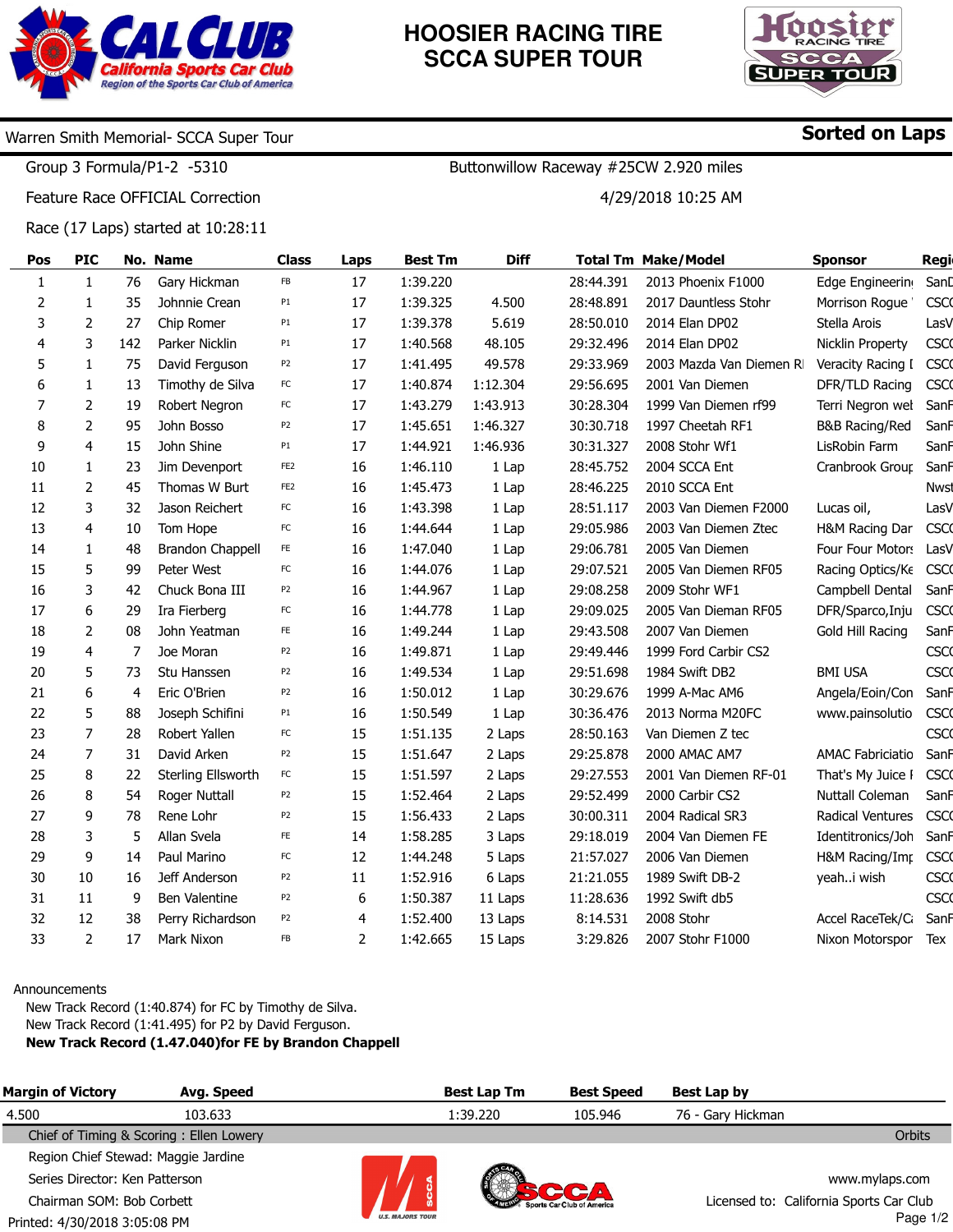# HOOSIER RACING TIRE
# SCCA SUPER TOUR

CAL CLUB — California Sports Car Club — Region of the Sports Car Club of America

**Warren Smith Memorial- SCCA Super Tour** — **Sorted on Laps**

Group 3 Formula/P1-2 -5310 — Buttonwillow Raceway #25CW 2.920 miles

Feature Race OFFICIAL Correction — 4/29/2018 10:25 AM

Race (17 Laps) started at 10:28:11

| Pos | PIC | No. | Name | Class | Laps | Best Tm | Diff | Total Tm | Make/Model | Sponsor | Regi |
|---|---|---|---|---|---|---|---|---|---|---|---|
| 1 | 1 | 76 | Gary Hickman | FB | 17 | 1:39.220 | | 28:44.391 | 2013 Phoenix F1000 | Edge Engineerin | SanD |
| 2 | 1 | 35 | Johnnie Crean | P1 | 17 | 1:39.325 | 4.500 | 28:48.891 | 2017 Dauntless Stohr | Morrison Rogue | CSCC |
| 3 | 2 | 27 | Chip Romer | P1 | 17 | 1:39.378 | 5.619 | 28:50.010 | 2014 Elan DP02 | Stella Arois | LasV |
| 4 | 3 | 142 | Parker Nicklin | P1 | 17 | 1:40.568 | 48.105 | 29:32.496 | 2014 Elan DP02 | Nicklin Property | CSCC |
| 5 | 1 | 75 | David Ferguson | P2 | 17 | 1:41.495 | 49.578 | 29:33.969 | 2003 Mazda Van Diemen R | Veracity Racing I | CSCC |
| 6 | 1 | 13 | Timothy de Silva | FC | 17 | 1:40.874 | 1:12.304 | 29:56.695 | 2001 Van Diemen | DFR/TLD Racing | CSCC |
| 7 | 2 | 19 | Robert Negron | FC | 17 | 1:43.279 | 1:43.913 | 30:28.304 | 1999 Van Diemen rf99 | Terri Negron wel | SanF |
| 8 | 2 | 95 | John Bosso | P2 | 17 | 1:45.651 | 1:46.327 | 30:30.718 | 1997 Cheetah RF1 | B&B Racing/Red | SanF |
| 9 | 4 | 15 | John Shine | P1 | 17 | 1:44.921 | 1:46.936 | 30:31.327 | 2008 Stohr Wf1 | LisRobin Farm | SanF |
| 10 | 1 | 23 | Jim Devenport | FE2 | 16 | 1:46.110 | 1 Lap | 28:45.752 | 2004 SCCA Ent | Cranbrook Group | SanF |
| 11 | 2 | 45 | Thomas W Burt | FE2 | 16 | 1:45.473 | 1 Lap | 28:46.225 | 2010 SCCA Ent | | Nwst |
| 12 | 3 | 32 | Jason Reichert | FC | 16 | 1:43.398 | 1 Lap | 28:51.117 | 2003 Van Diemen F2000 | Lucas oil, | LasV |
| 13 | 4 | 10 | Tom Hope | FC | 16 | 1:44.644 | 1 Lap | 29:05.986 | 2003 Van Diemen Ztec | H&M Racing Dar | CSCC |
| 14 | 1 | 48 | Brandon Chappell | FE | 16 | 1:47.040 | 1 Lap | 29:06.781 | 2005 Van Diemen | Four Four Motors | LasV |
| 15 | 5 | 99 | Peter West | FC | 16 | 1:44.076 | 1 Lap | 29:07.521 | 2005 Van Diemen RF05 | Racing Optics/Ke | CSCC |
| 16 | 3 | 42 | Chuck Bona III | P2 | 16 | 1:44.967 | 1 Lap | 29:08.258 | 2009 Stohr WF1 | Campbell Dental | SanF |
| 17 | 6 | 29 | Ira Fierberg | FC | 16 | 1:44.778 | 1 Lap | 29:09.025 | 2005 Van Dieman RF05 | DFR/Sparco,Inju | CSCC |
| 18 | 2 | 08 | John Yeatman | FE | 16 | 1:49.244 | 1 Lap | 29:43.508 | 2007 Van Diemen | Gold Hill Racing | SanF |
| 19 | 4 | 7 | Joe Moran | P2 | 16 | 1:49.871 | 1 Lap | 29:49.446 | 1999 Ford Carbir CS2 | | CSCC |
| 20 | 5 | 73 | Stu Hanssen | P2 | 16 | 1:49.534 | 1 Lap | 29:51.698 | 1984 Swift DB2 | BMI USA | CSCC |
| 21 | 6 | 4 | Eric O'Brien | P2 | 16 | 1:50.012 | 1 Lap | 30:29.676 | 1999 A-Mac AM6 | Angela/Eoin/Con | SanF |
| 22 | 5 | 88 | Joseph Schifini | P1 | 16 | 1:50.549 | 1 Lap | 30:36.476 | 2013 Norma M20FC | www.painsolutio | CSCC |
| 23 | 7 | 28 | Robert Yallen | FC | 15 | 1:51.135 | 2 Laps | 28:50.163 | Van Diemen Z tec | | CSCC |
| 24 | 7 | 31 | David Arken | P2 | 15 | 1:51.647 | 2 Laps | 29:25.878 | 2000 AMAC AM7 | AMAC Fabriciatio | SanF |
| 25 | 8 | 22 | Sterling Ellsworth | FC | 15 | 1:51.597 | 2 Laps | 29:27.553 | 2001 Van Diemen RF-01 | That's My Juice I | CSCC |
| 26 | 8 | 54 | Roger Nuttall | P2 | 15 | 1:52.464 | 2 Laps | 29:52.499 | 2000 Carbir CS2 | Nuttall Coleman | SanF |
| 27 | 9 | 78 | Rene Lohr | P2 | 15 | 1:56.433 | 2 Laps | 30:00.311 | 2004 Radical SR3 | Radical Ventures | CSCC |
| 28 | 3 | 5 | Allan Svela | FE | 14 | 1:58.285 | 3 Laps | 29:18.019 | 2004 Van Diemen FE | Identitronics/Joh | SanF |
| 29 | 9 | 14 | Paul Marino | FC | 12 | 1:44.248 | 5 Laps | 21:57.027 | 2006 Van Diemen | H&M Racing/Imp | CSCC |
| 30 | 10 | 16 | Jeff Anderson | P2 | 11 | 1:52.916 | 6 Laps | 21:21.055 | 1989 Swift DB-2 | yeah..i wish | CSCC |
| 31 | 11 | 9 | Ben Valentine | P2 | 6 | 1:50.387 | 11 Laps | 11:28.636 | 1992 Swift db5 | | CSCC |
| 32 | 12 | 38 | Perry Richardson | P2 | 4 | 1:52.400 | 13 Laps | 8:14.531 | 2008 Stohr | Accel RaceTek/C | SanF |
| 33 | 2 | 17 | Mark Nixon | FB | 2 | 1:42.665 | 15 Laps | 3:29.826 | 2007 Stohr F1000 | Nixon Motorspor | Tex |

Announcements

New Track Record (1:40.874) for FC by Timothy de Silva.
New Track Record (1:41.495) for P2 by David Ferguson.
**New Track Record (1.47.040)for FE by Brandon Chappell**

| Margin of Victory | Avg. Speed | Best Lap Tm | Best Speed | Best Lap by |
|---|---|---|---|---|
| 4.500 | 103.633 | 1:39.220 | 105.946 | 76 - Gary Hickman |

Chief of Timing & Scoring : Ellen Lowery — Orbits
Region Chief Steward: Maggie Jardine
Series Director: Ken Patterson
Chairman SOM: Bob Corbett
Printed: 4/30/2018 3:05:08 PM

www.mylaps.com
Licensed to: California Sports Car Club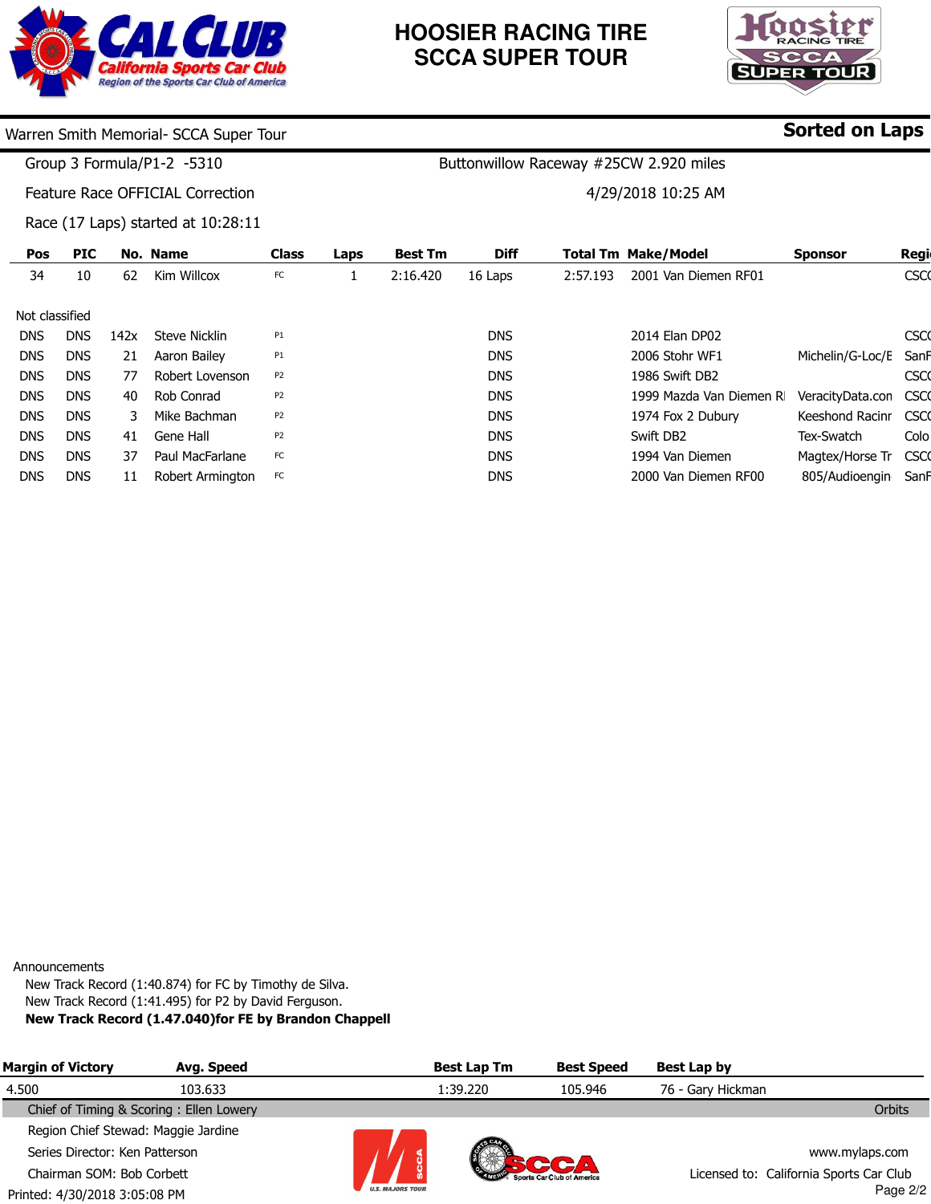# HOOSIER RACING TIRE SCCA SUPER TOUR

Warren Smith Memorial- SCCA Super Tour

**Sorted on Laps**

Group 3 Formula/P1-2 -5310

Buttonwillow Raceway #25CW 2.920 miles

Feature Race OFFICIAL Correction

4/29/2018 10:25 AM

Race (17 Laps) started at 10:28:11

| Pos | PIC | No. | Name | Class | Laps | Best Tm | Diff | Total Tm | Make/Model | Sponsor | Regi |
|---|---|---|---|---|---|---|---|---|---|---|---|
| 34 | 10 | 62 | Kim Willcox | FC | 1 | 2:16.420 | 16 Laps | 2:57.193 | 2001 Van Diemen RF01 | | CSCC |
| Not classified | | | | | | | | | | | |
| DNS | DNS | 142x | Steve Nicklin | P1 | | | DNS | | 2014 Elan DP02 | | CSCC |
| DNS | DNS | 21 | Aaron Bailey | P1 | | | DNS | | 2006 Stohr WF1 | Michelin/G-Loc/E | SanF |
| DNS | DNS | 77 | Robert Lovenson | P2 | | | DNS | | 1986 Swift DB2 | | CSCC |
| DNS | DNS | 40 | Rob Conrad | P2 | | | DNS | | 1999 Mazda Van Diemen Rl | VeracityData.con | CSCC |
| DNS | DNS | 3 | Mike Bachman | P2 | | | DNS | | 1974 Fox 2 Dubury | Keeshond Racinı | CSCC |
| DNS | DNS | 41 | Gene Hall | P2 | | | DNS | | Swift DB2 | Tex-Swatch | Colo |
| DNS | DNS | 37 | Paul MacFarlane | FC | | | DNS | | 1994 Van Diemen | Magtex/Horse Tr | CSCC |
| DNS | DNS | 11 | Robert Armington | FC | | | DNS | | 2000 Van Diemen RF00 | 805/Audioengin | SanF |

Announcements

New Track Record (1:40.874) for FC by Timothy de Silva.
New Track Record (1:41.495) for P2 by David Ferguson.
**New Track Record (1.47.040)for FE by Brandon Chappell**

| Margin of Victory | Avg. Speed | Best Lap Tm | Best Speed | Best Lap by |
|---|---|---|---|---|
| 4.500 | 103.633 | 1:39.220 | 105.946 | 76 - Gary Hickman |

Chief of Timing & Scoring : Ellen Lowery

Orbits

Region Chief Stewad: Maggie Jardine

Series Director: Ken Patterson

Chairman SOM: Bob Corbett

Printed: 4/30/2018 3:05:08 PM

www.mylaps.com

Licensed to: California Sports Car Club